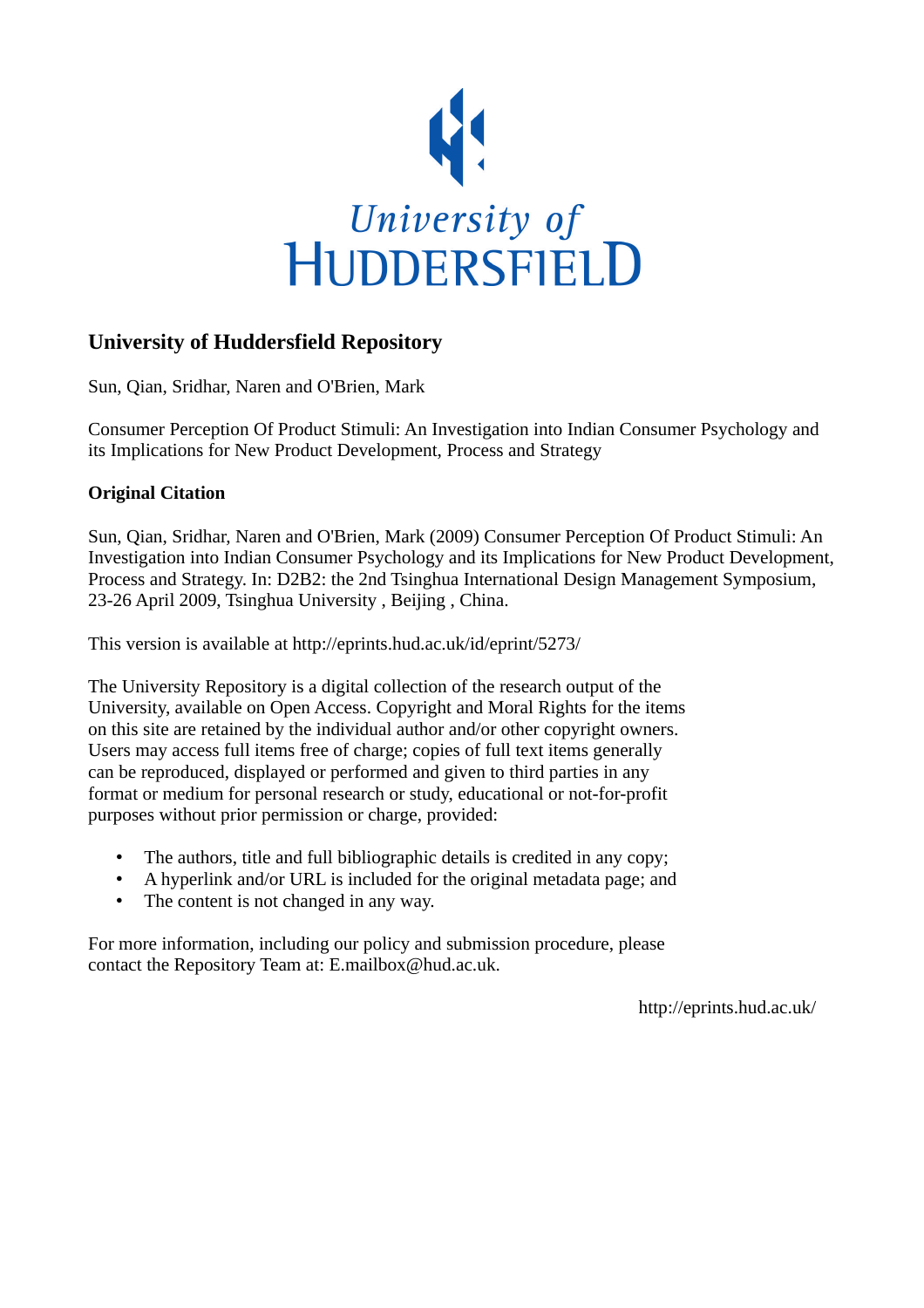University of HUDDERSFIELD

# University of Huddersfield Repository

Sun, Qian, Sridhar, Naren and O'Brien, Mark

Consumer Perception Of Product Stimuli: An Investigation into Indian Consumer Psychology and its Implications for New Product Development, Process and Strategy

**Original Citation**

Sun, Qian, Sridhar, Naren and O'Brien, Mark (2009) Consumer Perception Of Product Stimuli: An Investigation into Indian Consumer Psychology and its Implications for New Product Development, Process and Strategy. In: D2B2: the 2nd Tsinghua International Design Management Symposium, 23-26 April 2009, Tsinghua University , Beijing , China.

This version is available at http://eprints.hud.ac.uk/id/eprint/5273/

The University Repository is a digital collection of the research output of the University, available on Open Access. Copyright and Moral Rights for the items on this site are retained by the individual author and/or other copyright owners. Users may access full items free of charge; copies of full text items generally can be reproduced, displayed or performed and given to third parties in any format or medium for personal research or study, educational or not-for-profit purposes without prior permission or charge, provided:

- The authors, title and full bibliographic details is credited in any copy;
- A hyperlink and/or URL is included for the original metadata page; and
- The content is not changed in any way.

For more information, including our policy and submission procedure, please contact the Repository Team at: E.mailbox@hud.ac.uk.

http://eprints.hud.ac.uk/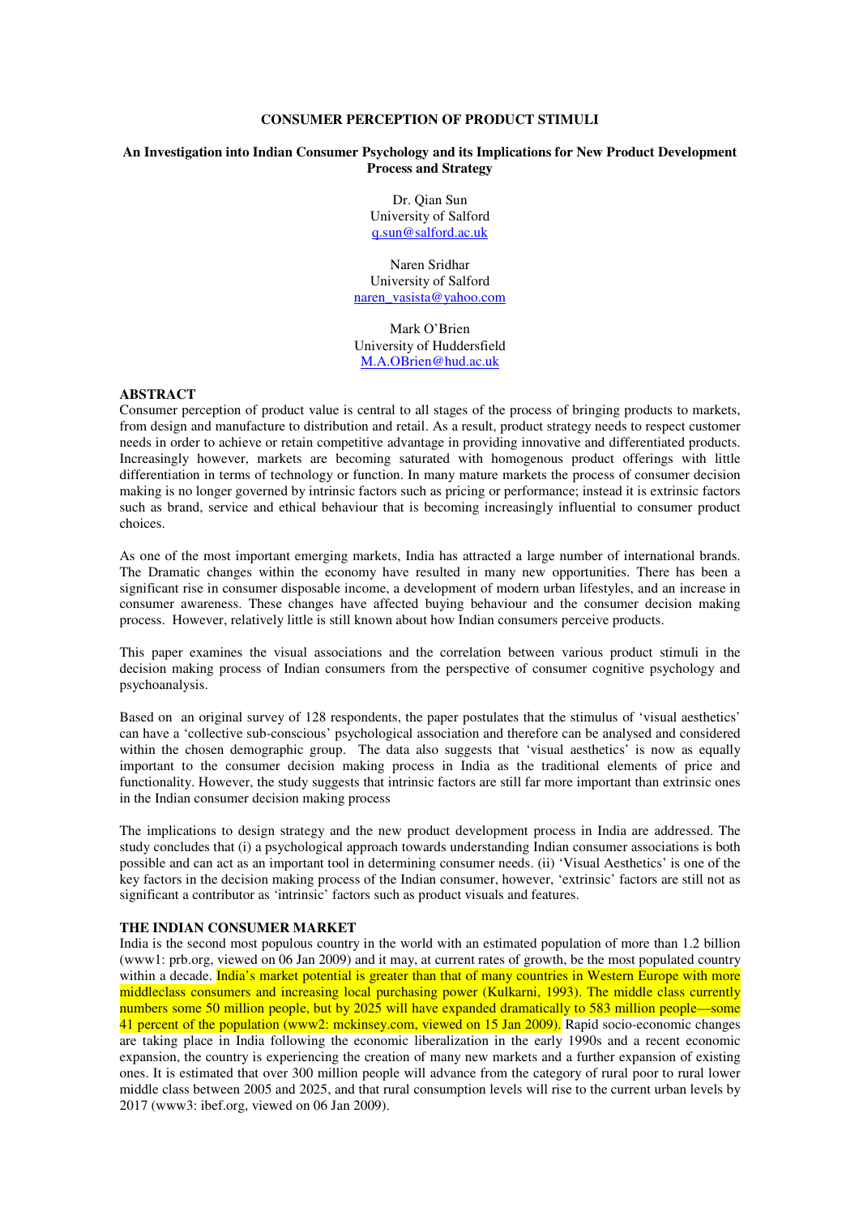**CONSUMER PERCEPTION OF PRODUCT STIMULI**

**An Investigation into Indian Consumer Psychology and its Implications for New Product Development Process and Strategy**

Dr. Qian Sun
University of Salford
q.sun@salford.ac.uk

Naren Sridhar
University of Salford
naren_vasista@yahoo.com

Mark O'Brien
University of Huddersfield
M.A.OBrien@hud.ac.uk

## ABSTRACT

Consumer perception of product value is central to all stages of the process of bringing products to markets, from design and manufacture to distribution and retail. As a result, product strategy needs to respect customer needs in order to achieve or retain competitive advantage in providing innovative and differentiated products. Increasingly however, markets are becoming saturated with homogenous product offerings with little differentiation in terms of technology or function. In many mature markets the process of consumer decision making is no longer governed by intrinsic factors such as pricing or performance; instead it is extrinsic factors such as brand, service and ethical behaviour that is becoming increasingly influential to consumer product choices.

As one of the most important emerging markets, India has attracted a large number of international brands. The Dramatic changes within the economy have resulted in many new opportunities. There has been a significant rise in consumer disposable income, a development of modern urban lifestyles, and an increase in consumer awareness. These changes have affected buying behaviour and the consumer decision making process. However, relatively little is still known about how Indian consumers perceive products.

This paper examines the visual associations and the correlation between various product stimuli in the decision making process of Indian consumers from the perspective of consumer cognitive psychology and psychoanalysis.

Based on an original survey of 128 respondents, the paper postulates that the stimulus of 'visual aesthetics' can have a 'collective sub-conscious' psychological association and therefore can be analysed and considered within the chosen demographic group. The data also suggests that 'visual aesthetics' is now as equally important to the consumer decision making process in India as the traditional elements of price and functionality. However, the study suggests that intrinsic factors are still far more important than extrinsic ones in the Indian consumer decision making process

The implications to design strategy and the new product development process in India are addressed. The study concludes that (i) a psychological approach towards understanding Indian consumer associations is both possible and can act as an important tool in determining consumer needs. (ii) 'Visual Aesthetics' is one of the key factors in the decision making process of the Indian consumer, however, 'extrinsic' factors are still not as significant a contributor as 'intrinsic' factors such as product visuals and features.

## THE INDIAN CONSUMER MARKET

India is the second most populous country in the world with an estimated population of more than 1.2 billion (www1: prb.org, viewed on 06 Jan 2009) and it may, at current rates of growth, be the most populated country within a decade. India's market potential is greater than that of many countries in Western Europe with more middleclass consumers and increasing local purchasing power (Kulkarni, 1993). The middle class currently numbers some 50 million people, but by 2025 will have expanded dramatically to 583 million people—some 41 percent of the population (www2: mckinsey.com, viewed on 15 Jan 2009). Rapid socio-economic changes are taking place in India following the economic liberalization in the early 1990s and a recent economic expansion, the country is experiencing the creation of many new markets and a further expansion of existing ones. It is estimated that over 300 million people will advance from the category of rural poor to rural lower middle class between 2005 and 2025, and that rural consumption levels will rise to the current urban levels by 2017 (www3: ibef.org, viewed on 06 Jan 2009).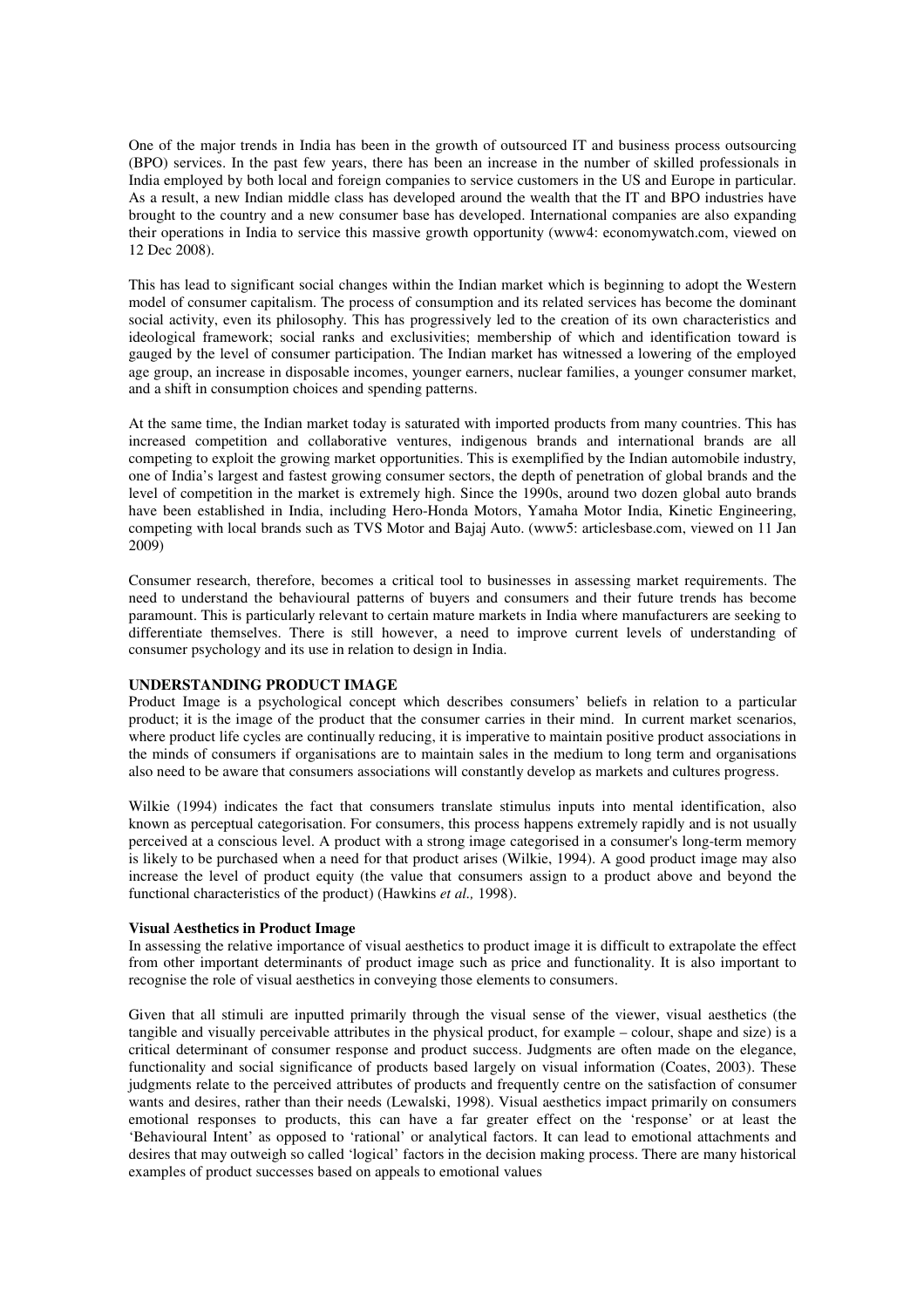One of the major trends in India has been in the growth of outsourced IT and business process outsourcing (BPO) services. In the past few years, there has been an increase in the number of skilled professionals in India employed by both local and foreign companies to service customers in the US and Europe in particular. As a result, a new Indian middle class has developed around the wealth that the IT and BPO industries have brought to the country and a new consumer base has developed. International companies are also expanding their operations in India to service this massive growth opportunity (www4: economywatch.com, viewed on 12 Dec 2008).

This has lead to significant social changes within the Indian market which is beginning to adopt the Western model of consumer capitalism. The process of consumption and its related services has become the dominant social activity, even its philosophy. This has progressively led to the creation of its own characteristics and ideological framework; social ranks and exclusivities; membership of which and identification toward is gauged by the level of consumer participation. The Indian market has witnessed a lowering of the employed age group, an increase in disposable incomes, younger earners, nuclear families, a younger consumer market, and a shift in consumption choices and spending patterns.

At the same time, the Indian market today is saturated with imported products from many countries. This has increased competition and collaborative ventures, indigenous brands and international brands are all competing to exploit the growing market opportunities. This is exemplified by the Indian automobile industry, one of India's largest and fastest growing consumer sectors, the depth of penetration of global brands and the level of competition in the market is extremely high. Since the 1990s, around two dozen global auto brands have been established in India, including Hero-Honda Motors, Yamaha Motor India, Kinetic Engineering, competing with local brands such as TVS Motor and Bajaj Auto. (www5: articlesbase.com, viewed on 11 Jan 2009)

Consumer research, therefore, becomes a critical tool to businesses in assessing market requirements. The need to understand the behavioural patterns of buyers and consumers and their future trends has become paramount. This is particularly relevant to certain mature markets in India where manufacturers are seeking to differentiate themselves. There is still however, a need to improve current levels of understanding of consumer psychology and its use in relation to design in India.

## UNDERSTANDING PRODUCT IMAGE

Product Image is a psychological concept which describes consumers' beliefs in relation to a particular product; it is the image of the product that the consumer carries in their mind. In current market scenarios, where product life cycles are continually reducing, it is imperative to maintain positive product associations in the minds of consumers if organisations are to maintain sales in the medium to long term and organisations also need to be aware that consumers associations will constantly develop as markets and cultures progress.

Wilkie (1994) indicates the fact that consumers translate stimulus inputs into mental identification, also known as perceptual categorisation. For consumers, this process happens extremely rapidly and is not usually perceived at a conscious level. A product with a strong image categorised in a consumer's long-term memory is likely to be purchased when a need for that product arises (Wilkie, 1994). A good product image may also increase the level of product equity (the value that consumers assign to a product above and beyond the functional characteristics of the product) (Hawkins *et al.,* 1998).

### Visual Aesthetics in Product Image

In assessing the relative importance of visual aesthetics to product image it is difficult to extrapolate the effect from other important determinants of product image such as price and functionality. It is also important to recognise the role of visual aesthetics in conveying those elements to consumers.

Given that all stimuli are inputted primarily through the visual sense of the viewer, visual aesthetics (the tangible and visually perceivable attributes in the physical product, for example – colour, shape and size) is a critical determinant of consumer response and product success. Judgments are often made on the elegance, functionality and social significance of products based largely on visual information (Coates, 2003). These judgments relate to the perceived attributes of products and frequently centre on the satisfaction of consumer wants and desires, rather than their needs (Lewalski, 1998). Visual aesthetics impact primarily on consumers emotional responses to products, this can have a far greater effect on the 'response' or at least the 'Behavioural Intent' as opposed to 'rational' or analytical factors. It can lead to emotional attachments and desires that may outweigh so called 'logical' factors in the decision making process. There are many historical examples of product successes based on appeals to emotional values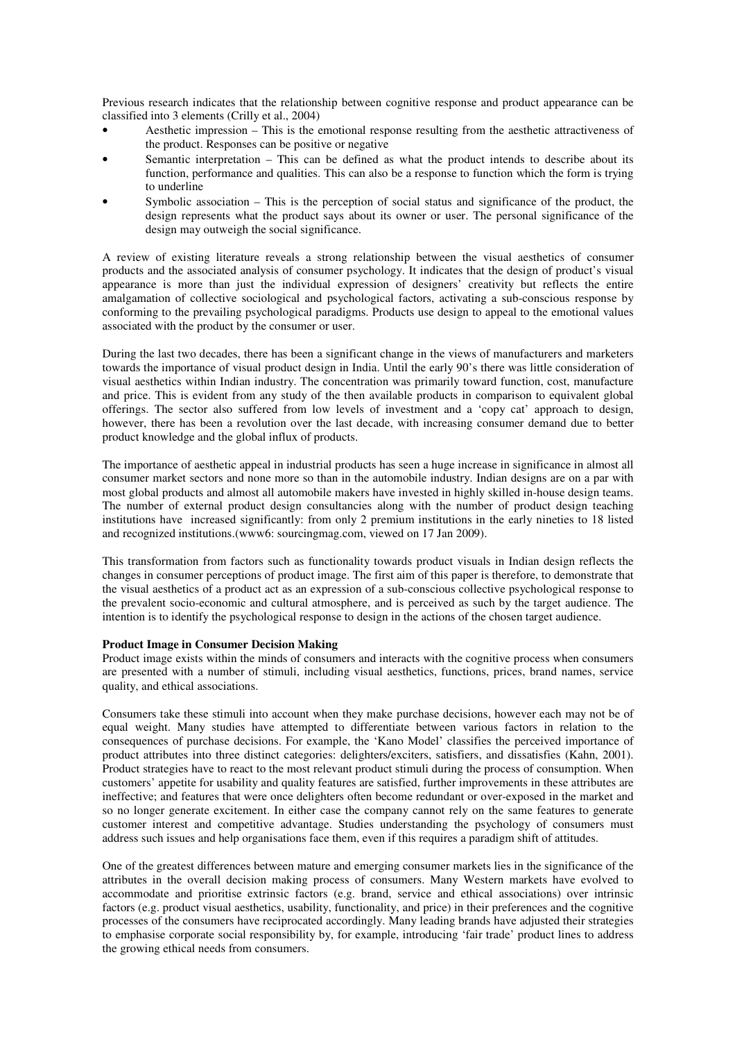Previous research indicates that the relationship between cognitive response and product appearance can be classified into 3 elements (Crilly et al., 2004)

- Aesthetic impression – This is the emotional response resulting from the aesthetic attractiveness of the product. Responses can be positive or negative
- Semantic interpretation – This can be defined as what the product intends to describe about its function, performance and qualities. This can also be a response to function which the form is trying to underline
- Symbolic association – This is the perception of social status and significance of the product, the design represents what the product says about its owner or user. The personal significance of the design may outweigh the social significance.

A review of existing literature reveals a strong relationship between the visual aesthetics of consumer products and the associated analysis of consumer psychology. It indicates that the design of product's visual appearance is more than just the individual expression of designers' creativity but reflects the entire amalgamation of collective sociological and psychological factors, activating a sub-conscious response by conforming to the prevailing psychological paradigms. Products use design to appeal to the emotional values associated with the product by the consumer or user.

During the last two decades, there has been a significant change in the views of manufacturers and marketers towards the importance of visual product design in India. Until the early 90's there was little consideration of visual aesthetics within Indian industry. The concentration was primarily toward function, cost, manufacture and price. This is evident from any study of the then available products in comparison to equivalent global offerings. The sector also suffered from low levels of investment and a 'copy cat' approach to design, however, there has been a revolution over the last decade, with increasing consumer demand due to better product knowledge and the global influx of products.

The importance of aesthetic appeal in industrial products has seen a huge increase in significance in almost all consumer market sectors and none more so than in the automobile industry. Indian designs are on a par with most global products and almost all automobile makers have invested in highly skilled in-house design teams. The number of external product design consultancies along with the number of product design teaching institutions have increased significantly: from only 2 premium institutions in the early nineties to 18 listed and recognized institutions.(www6: sourcingmag.com, viewed on 17 Jan 2009).

This transformation from factors such as functionality towards product visuals in Indian design reflects the changes in consumer perceptions of product image. The first aim of this paper is therefore, to demonstrate that the visual aesthetics of a product act as an expression of a sub-conscious collective psychological response to the prevalent socio-economic and cultural atmosphere, and is perceived as such by the target audience. The intention is to identify the psychological response to design in the actions of the chosen target audience.

**Product Image in Consumer Decision Making**

Product image exists within the minds of consumers and interacts with the cognitive process when consumers are presented with a number of stimuli, including visual aesthetics, functions, prices, brand names, service quality, and ethical associations.

Consumers take these stimuli into account when they make purchase decisions, however each may not be of equal weight. Many studies have attempted to differentiate between various factors in relation to the consequences of purchase decisions. For example, the 'Kano Model' classifies the perceived importance of product attributes into three distinct categories: delighters/exciters, satisfiers, and dissatisfies (Kahn, 2001). Product strategies have to react to the most relevant product stimuli during the process of consumption. When customers' appetite for usability and quality features are satisfied, further improvements in these attributes are ineffective; and features that were once delighters often become redundant or over-exposed in the market and so no longer generate excitement. In either case the company cannot rely on the same features to generate customer interest and competitive advantage. Studies understanding the psychology of consumers must address such issues and help organisations face them, even if this requires a paradigm shift of attitudes.

One of the greatest differences between mature and emerging consumer markets lies in the significance of the attributes in the overall decision making process of consumers. Many Western markets have evolved to accommodate and prioritise extrinsic factors (e.g. brand, service and ethical associations) over intrinsic factors (e.g. product visual aesthetics, usability, functionality, and price) in their preferences and the cognitive processes of the consumers have reciprocated accordingly. Many leading brands have adjusted their strategies to emphasise corporate social responsibility by, for example, introducing 'fair trade' product lines to address the growing ethical needs from consumers.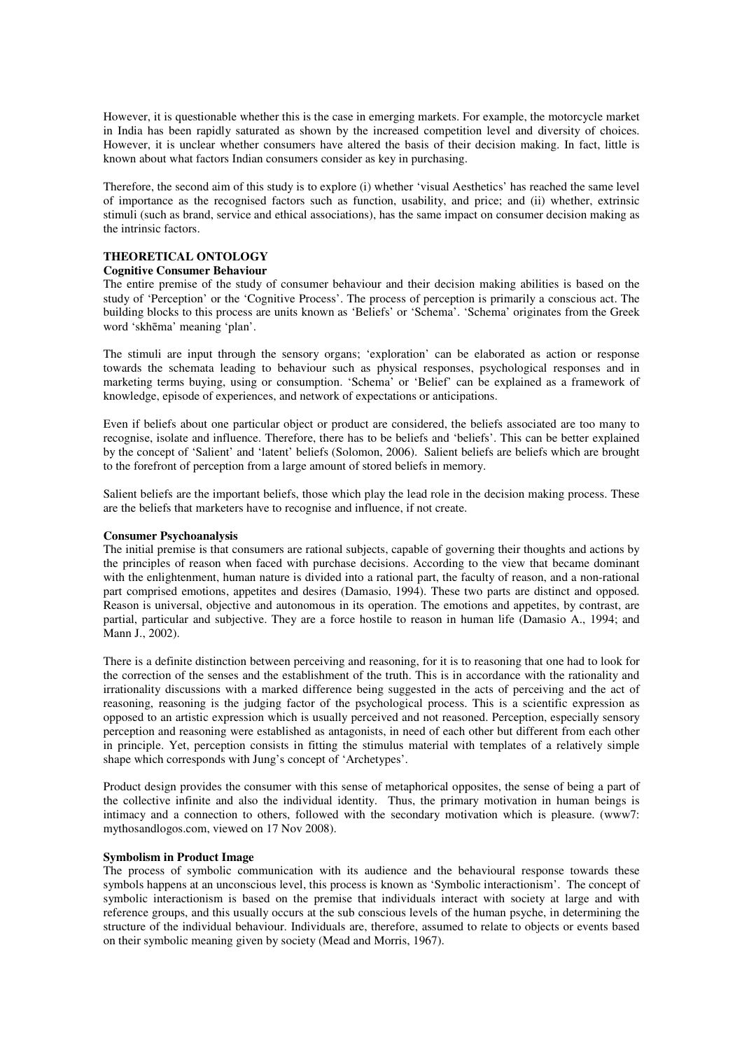However, it is questionable whether this is the case in emerging markets. For example, the motorcycle market in India has been rapidly saturated as shown by the increased competition level and diversity of choices. However, it is unclear whether consumers have altered the basis of their decision making. In fact, little is known about what factors Indian consumers consider as key in purchasing.

Therefore, the second aim of this study is to explore (i) whether 'visual Aesthetics' has reached the same level of importance as the recognised factors such as function, usability, and price; and (ii) whether, extrinsic stimuli (such as brand, service and ethical associations), has the same impact on consumer decision making as the intrinsic factors.

## THEORETICAL ONTOLOGY

### Cognitive Consumer Behaviour

The entire premise of the study of consumer behaviour and their decision making abilities is based on the study of 'Perception' or the 'Cognitive Process'. The process of perception is primarily a conscious act. The building blocks to this process are units known as 'Beliefs' or 'Schema'. 'Schema' originates from the Greek word 'skhēma' meaning 'plan'.

The stimuli are input through the sensory organs; 'exploration' can be elaborated as action or response towards the schemata leading to behaviour such as physical responses, psychological responses and in marketing terms buying, using or consumption. 'Schema' or 'Belief' can be explained as a framework of knowledge, episode of experiences, and network of expectations or anticipations.

Even if beliefs about one particular object or product are considered, the beliefs associated are too many to recognise, isolate and influence. Therefore, there has to be beliefs and 'beliefs'. This can be better explained by the concept of 'Salient' and 'latent' beliefs (Solomon, 2006). Salient beliefs are beliefs which are brought to the forefront of perception from a large amount of stored beliefs in memory.

Salient beliefs are the important beliefs, those which play the lead role in the decision making process. These are the beliefs that marketers have to recognise and influence, if not create.

### Consumer Psychoanalysis

The initial premise is that consumers are rational subjects, capable of governing their thoughts and actions by the principles of reason when faced with purchase decisions. According to the view that became dominant with the enlightenment, human nature is divided into a rational part, the faculty of reason, and a non-rational part comprised emotions, appetites and desires (Damasio, 1994). These two parts are distinct and opposed. Reason is universal, objective and autonomous in its operation. The emotions and appetites, by contrast, are partial, particular and subjective. They are a force hostile to reason in human life (Damasio A., 1994; and Mann J., 2002).

There is a definite distinction between perceiving and reasoning, for it is to reasoning that one had to look for the correction of the senses and the establishment of the truth. This is in accordance with the rationality and irrationality discussions with a marked difference being suggested in the acts of perceiving and the act of reasoning, reasoning is the judging factor of the psychological process. This is a scientific expression as opposed to an artistic expression which is usually perceived and not reasoned. Perception, especially sensory perception and reasoning were established as antagonists, in need of each other but different from each other in principle. Yet, perception consists in fitting the stimulus material with templates of a relatively simple shape which corresponds with Jung's concept of 'Archetypes'.

Product design provides the consumer with this sense of metaphorical opposites, the sense of being a part of the collective infinite and also the individual identity. Thus, the primary motivation in human beings is intimacy and a connection to others, followed with the secondary motivation which is pleasure. (www7: mythosandlogos.com, viewed on 17 Nov 2008).

### Symbolism in Product Image

The process of symbolic communication with its audience and the behavioural response towards these symbols happens at an unconscious level, this process is known as 'Symbolic interactionism'. The concept of symbolic interactionism is based on the premise that individuals interact with society at large and with reference groups, and this usually occurs at the sub conscious levels of the human psyche, in determining the structure of the individual behaviour. Individuals are, therefore, assumed to relate to objects or events based on their symbolic meaning given by society (Mead and Morris, 1967).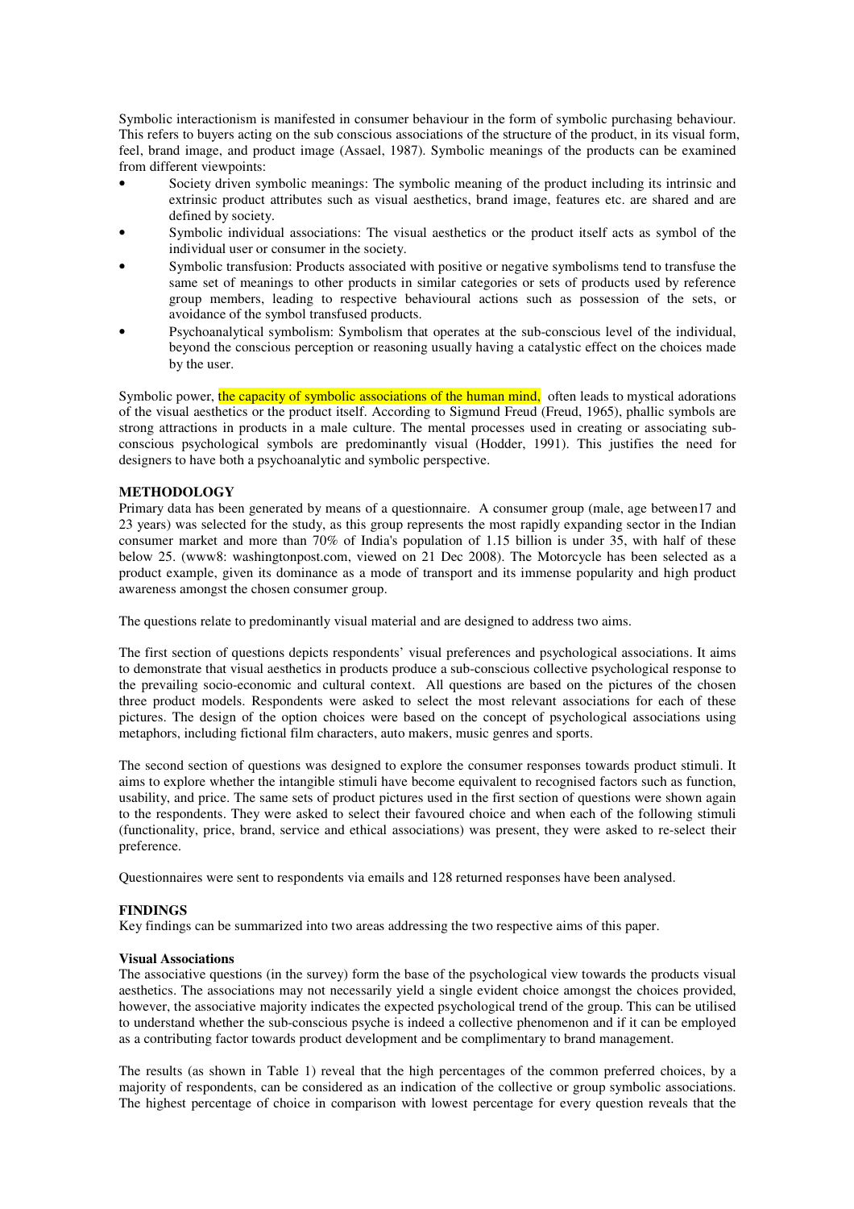Symbolic interactionism is manifested in consumer behaviour in the form of symbolic purchasing behaviour. This refers to buyers acting on the sub conscious associations of the structure of the product, in its visual form, feel, brand image, and product image (Assael, 1987). Symbolic meanings of the products can be examined from different viewpoints:

- Society driven symbolic meanings: The symbolic meaning of the product including its intrinsic and extrinsic product attributes such as visual aesthetics, brand image, features etc. are shared and are defined by society.
- Symbolic individual associations: The visual aesthetics or the product itself acts as symbol of the individual user or consumer in the society.
- Symbolic transfusion: Products associated with positive or negative symbolisms tend to transfuse the same set of meanings to other products in similar categories or sets of products used by reference group members, leading to respective behavioural actions such as possession of the sets, or avoidance of the symbol transfused products.
- Psychoanalytical symbolism: Symbolism that operates at the sub-conscious level of the individual, beyond the conscious perception or reasoning usually having a catalystic effect on the choices made by the user.

Symbolic power, the capacity of symbolic associations of the human mind, often leads to mystical adorations of the visual aesthetics or the product itself. According to Sigmund Freud (Freud, 1965), phallic symbols are strong attractions in products in a male culture. The mental processes used in creating or associating sub-conscious psychological symbols are predominantly visual (Hodder, 1991). This justifies the need for designers to have both a psychoanalytic and symbolic perspective.

## METHODOLOGY

Primary data has been generated by means of a questionnaire. A consumer group (male, age between17 and 23 years) was selected for the study, as this group represents the most rapidly expanding sector in the Indian consumer market and more than 70% of India's population of 1.15 billion is under 35, with half of these below 25. (www8: washingtonpost.com, viewed on 21 Dec 2008). The Motorcycle has been selected as a product example, given its dominance as a mode of transport and its immense popularity and high product awareness amongst the chosen consumer group.

The questions relate to predominantly visual material and are designed to address two aims.

The first section of questions depicts respondents' visual preferences and psychological associations. It aims to demonstrate that visual aesthetics in products produce a sub-conscious collective psychological response to the prevailing socio-economic and cultural context. All questions are based on the pictures of the chosen three product models. Respondents were asked to select the most relevant associations for each of these pictures. The design of the option choices were based on the concept of psychological associations using metaphors, including fictional film characters, auto makers, music genres and sports.

The second section of questions was designed to explore the consumer responses towards product stimuli. It aims to explore whether the intangible stimuli have become equivalent to recognised factors such as function, usability, and price. The same sets of product pictures used in the first section of questions were shown again to the respondents. They were asked to select their favoured choice and when each of the following stimuli (functionality, price, brand, service and ethical associations) was present, they were asked to re-select their preference.

Questionnaires were sent to respondents via emails and 128 returned responses have been analysed.

## FINDINGS

Key findings can be summarized into two areas addressing the two respective aims of this paper.

### Visual Associations

The associative questions (in the survey) form the base of the psychological view towards the products visual aesthetics. The associations may not necessarily yield a single evident choice amongst the choices provided, however, the associative majority indicates the expected psychological trend of the group. This can be utilised to understand whether the sub-conscious psyche is indeed a collective phenomenon and if it can be employed as a contributing factor towards product development and be complimentary to brand management.

The results (as shown in Table 1) reveal that the high percentages of the common preferred choices, by a majority of respondents, can be considered as an indication of the collective or group symbolic associations. The highest percentage of choice in comparison with lowest percentage for every question reveals that the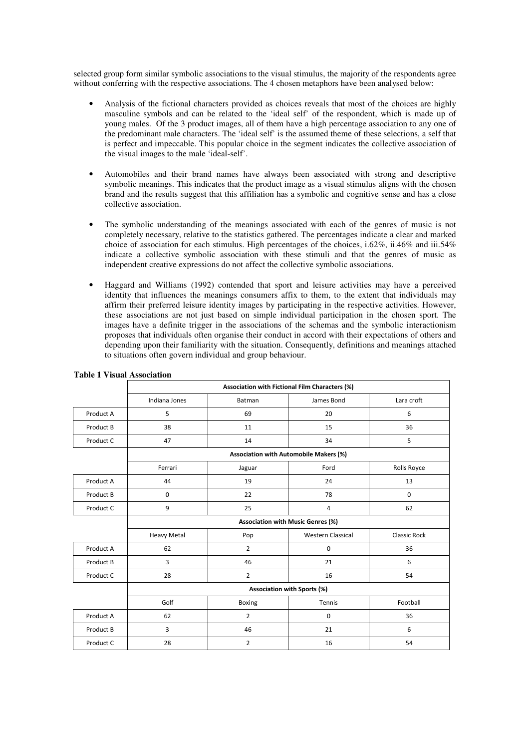selected group form similar symbolic associations to the visual stimulus, the majority of the respondents agree without conferring with the respective associations. The 4 chosen metaphors have been analysed below:

- Analysis of the fictional characters provided as choices reveals that most of the choices are highly masculine symbols and can be related to the 'ideal self' of the respondent, which is made up of young males. Of the 3 product images, all of them have a high percentage association to any one of the predominant male characters. The 'ideal self' is the assumed theme of these selections, a self that is perfect and impeccable. This popular choice in the segment indicates the collective association of the visual images to the male 'ideal-self'.

- Automobiles and their brand names have always been associated with strong and descriptive symbolic meanings. This indicates that the product image as a visual stimulus aligns with the chosen brand and the results suggest that this affiliation has a symbolic and cognitive sense and has a close collective association.

- The symbolic understanding of the meanings associated with each of the genres of music is not completely necessary, relative to the statistics gathered. The percentages indicate a clear and marked choice of association for each stimulus. High percentages of the choices, i.62%, ii.46% and iii.54% indicate a collective symbolic association with these stimuli and that the genres of music as independent creative expressions do not affect the collective symbolic associations.

- Haggard and Williams (1992) contended that sport and leisure activities may have a perceived identity that influences the meanings consumers affix to them, to the extent that individuals may affirm their preferred leisure identity images by participating in the respective activities. However, these associations are not just based on simple individual participation in the chosen sport. The images have a definite trigger in the associations of the schemas and the symbolic interactionism proposes that individuals often organise their conduct in accord with their expectations of others and depending upon their familiarity with the situation. Consequently, definitions and meanings attached to situations often govern individual and group behaviour.

**Table 1 Visual Association**

| | **Association with Fictional Film Characters (%)** | | | |
|---|---|---|---|---|
| | Indiana Jones | Batman | James Bond | Lara croft |
| Product A | 5 | 69 | 20 | 6 |
| Product B | 38 | 11 | 15 | 36 |
| Product C | 47 | 14 | 34 | 5 |
| | **Association with Automobile Makers (%)** | | | |
| | Ferrari | Jaguar | Ford | Rolls Royce |
| Product A | 44 | 19 | 24 | 13 |
| Product B | 0 | 22 | 78 | 0 |
| Product C | 9 | 25 | 4 | 62 |
| | **Association with Music Genres (%)** | | | |
| | Heavy Metal | Pop | Western Classical | Classic Rock |
| Product A | 62 | 2 | 0 | 36 |
| Product B | 3 | 46 | 21 | 6 |
| Product C | 28 | 2 | 16 | 54 |
| | **Association with Sports (%)** | | | |
| | Golf | Boxing | Tennis | Football |
| Product A | 62 | 2 | 0 | 36 |
| Product B | 3 | 46 | 21 | 6 |
| Product C | 28 | 2 | 16 | 54 |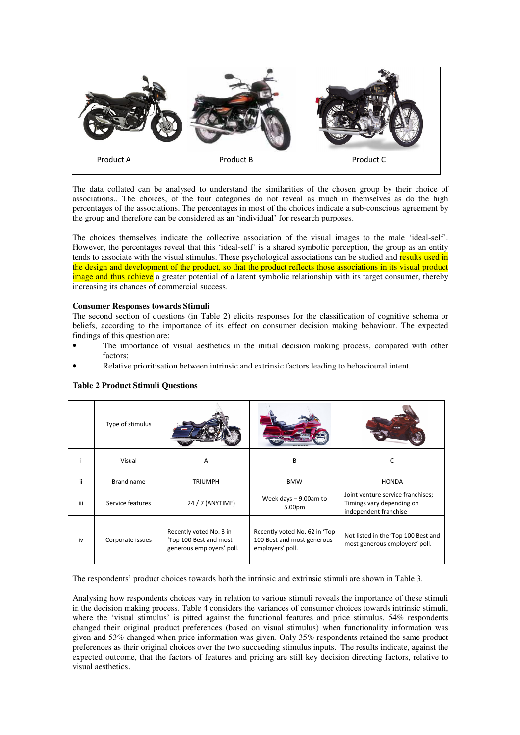Product A | Product B | Product C

The data collated can be analysed to understand the similarities of the chosen group by their choice of associations.. The choices, of the four categories do not reveal as much in themselves as do the high percentages of the associations. The percentages in most of the choices indicate a sub-conscious agreement by the group and therefore can be considered as an 'individual' for research purposes.

The choices themselves indicate the collective association of the visual images to the male 'ideal-self'. However, the percentages reveal that this 'ideal-self' is a shared symbolic perception, the group as an entity tends to associate with the visual stimulus. These psychological associations can be studied and results used in the design and development of the product, so that the product reflects those associations in its visual product image and thus achieve a greater potential of a latent symbolic relationship with its target consumer, thereby increasing its chances of commercial success.

**Consumer Responses towards Stimuli**

The second section of questions (in Table 2) elicits responses for the classification of cognitive schema or beliefs, according to the importance of its effect on consumer decision making behaviour. The expected findings of this question are:

- The importance of visual aesthetics in the initial decision making process, compared with other factors;
- Relative prioritisation between intrinsic and extrinsic factors leading to behavioural intent.

**Table 2 Product Stimuli Questions**

| | Type of stimulus | | | |
|---|---|---|---|---|
| i | Visual | A | B | C |
| ii | Brand name | TRIUMPH | BMW | HONDA |
| iii | Service features | 24 / 7 (ANYTIME) | Week days – 9.00am to 5.00pm | Joint venture service franchises; Timings vary depending on independent franchise |
| iv | Corporate issues | Recently voted No. 3 in 'Top 100 Best and most generous employers' poll. | Recently voted No. 62 in 'Top 100 Best and most generous employers' poll. | Not listed in the 'Top 100 Best and most generous employers' poll. |

The respondents' product choices towards both the intrinsic and extrinsic stimuli are shown in Table 3.

Analysing how respondents choices vary in relation to various stimuli reveals the importance of these stimuli in the decision making process. Table 4 considers the variances of consumer choices towards intrinsic stimuli, where the 'visual stimulus' is pitted against the functional features and price stimulus. 54% respondents changed their original product preferences (based on visual stimulus) when functionality information was given and 53% changed when price information was given. Only 35% respondents retained the same product preferences as their original choices over the two succeeding stimulus inputs. The results indicate, against the expected outcome, that the factors of features and pricing are still key decision directing factors, relative to visual aesthetics.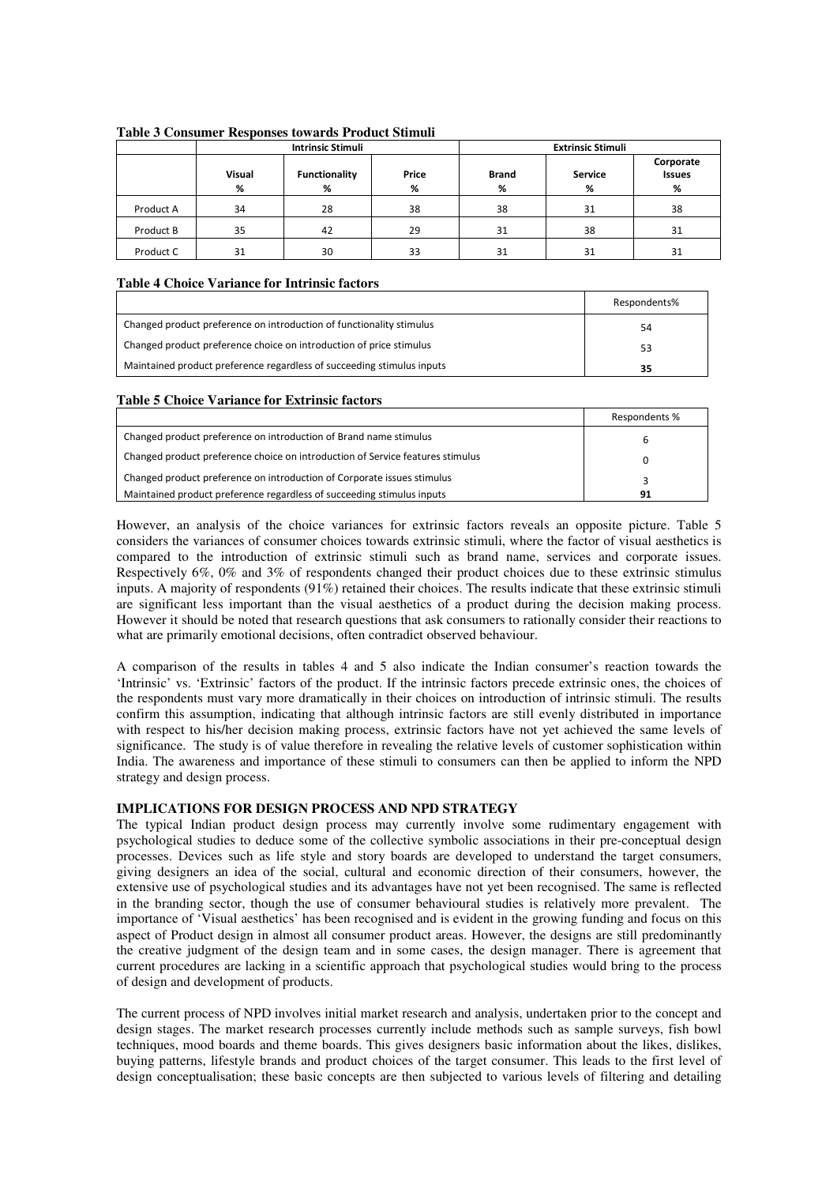**Table 3 Consumer Responses towards Product Stimuli**

| | Intrinsic Stimuli | | | Extrinsic Stimuli | | |
|---|---|---|---|---|---|---|
| | Visual % | Functionality % | Price % | Brand % | Service % | Corporate Issues % |
| Product A | 34 | 28 | 38 | 38 | 31 | 38 |
| Product B | 35 | 42 | 29 | 31 | 38 | 31 |
| Product C | 31 | 30 | 33 | 31 | 31 | 31 |

**Table 4 Choice Variance for Intrinsic factors**

| | Respondents% |
|---|---|
| Changed product preference on introduction of functionality stimulus | 54 |
| Changed product preference choice on introduction of price stimulus | 53 |
| Maintained product preference regardless of succeeding stimulus inputs | **35** |

**Table 5 Choice Variance for Extrinsic factors**

| | Respondents % |
|---|---|
| Changed product preference on introduction of Brand name stimulus | 6 |
| Changed product preference choice on introduction of Service features stimulus | 0 |
| Changed product preference on introduction of Corporate issues stimulus | 3 |
| Maintained product preference regardless of succeeding stimulus inputs | **91** |

However, an analysis of the choice variances for extrinsic factors reveals an opposite picture. Table 5 considers the variances of consumer choices towards extrinsic stimuli, where the factor of visual aesthetics is compared to the introduction of extrinsic stimuli such as brand name, services and corporate issues. Respectively 6%, 0% and 3% of respondents changed their product choices due to these extrinsic stimulus inputs. A majority of respondents (91%) retained their choices. The results indicate that these extrinsic stimuli are significant less important than the visual aesthetics of a product during the decision making process. However it should be noted that research questions that ask consumers to rationally consider their reactions to what are primarily emotional decisions, often contradict observed behaviour.

A comparison of the results in tables 4 and 5 also indicate the Indian consumer's reaction towards the 'Intrinsic' vs. 'Extrinsic' factors of the product. If the intrinsic factors precede extrinsic ones, the choices of the respondents must vary more dramatically in their choices on introduction of intrinsic stimuli. The results confirm this assumption, indicating that although intrinsic factors are still evenly distributed in importance with respect to his/her decision making process, extrinsic factors have not yet achieved the same levels of significance. The study is of value therefore in revealing the relative levels of customer sophistication within India. The awareness and importance of these stimuli to consumers can then be applied to inform the NPD strategy and design process.

## IMPLICATIONS FOR DESIGN PROCESS AND NPD STRATEGY

The typical Indian product design process may currently involve some rudimentary engagement with psychological studies to deduce some of the collective symbolic associations in their pre-conceptual design processes. Devices such as life style and story boards are developed to understand the target consumers, giving designers an idea of the social, cultural and economic direction of their consumers, however, the extensive use of psychological studies and its advantages have not yet been recognised. The same is reflected in the branding sector, though the use of consumer behavioural studies is relatively more prevalent. The importance of 'Visual aesthetics' has been recognised and is evident in the growing funding and focus on this aspect of Product design in almost all consumer product areas. However, the designs are still predominantly the creative judgment of the design team and in some cases, the design manager. There is agreement that current procedures are lacking in a scientific approach that psychological studies would bring to the process of design and development of products.

The current process of NPD involves initial market research and analysis, undertaken prior to the concept and design stages. The market research processes currently include methods such as sample surveys, fish bowl techniques, mood boards and theme boards. This gives designers basic information about the likes, dislikes, buying patterns, lifestyle brands and product choices of the target consumer. This leads to the first level of design conceptualisation; these basic concepts are then subjected to various levels of filtering and detailing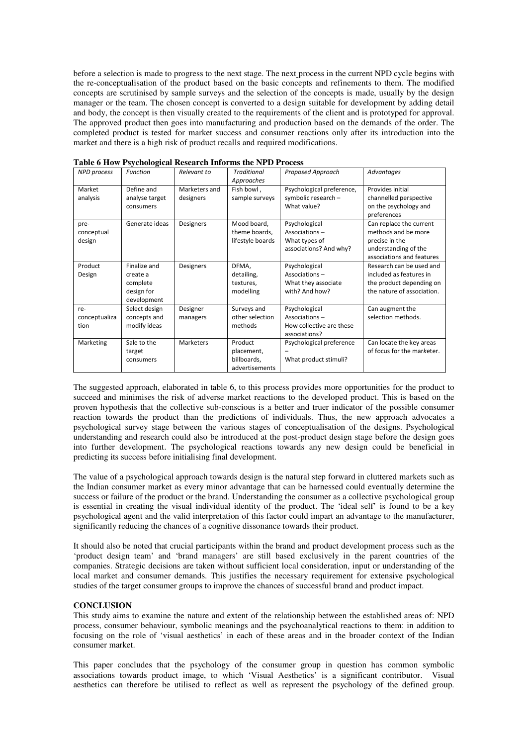before a selection is made to progress to the next stage. The next process in the current NPD cycle begins with the re-conceptualisation of the product based on the basic concepts and refinements to them. The modified concepts are scrutinised by sample surveys and the selection of the concepts is made, usually by the design manager or the team. The chosen concept is converted to a design suitable for development by adding detail and body, the concept is then visually created to the requirements of the client and is prototyped for approval. The approved product then goes into manufacturing and production based on the demands of the order. The completed product is tested for market success and consumer reactions only after its introduction into the market and there is a high risk of product recalls and required modifications.

**Table 6 How Psychological Research Informs the NPD Process**

| *NPD process* | *Function* | *Relevant to* | *Traditional Approaches* | *Proposed Approach* | *Advantages* |
|---|---|---|---|---|---|
| Market analysis | Define and analyse target consumers | Marketers and designers | Fish bowl , sample surveys | Psychological preference, symbolic research – What value? | Provides initial channelled perspective on the psychology and preferences |
| pre-conceptual design | Generate ideas | Designers | Mood board, theme boards, lifestyle boards | Psychological Associations – What types of associations? And why? | Can replace the current methods and be more precise in the understanding of the associations and features |
| Product Design | Finalize and create a complete design for development | Designers | DFMA, detailing, textures, modelling | Psychological Associations – What they associate with? And how? | Research can be used and included as features in the product depending on the nature of association. |
| re-conceptualization | Select design concepts and modify ideas | Designer managers | Surveys and other selection methods | Psychological Associations – How collective are these associations? | Can augment the selection methods. |
| Marketing | Sale to the target consumers | Marketers | Product placement, billboards, advertisements | Psychological preference – What product stimuli? | Can locate the key areas of focus for the marketer. |

The suggested approach, elaborated in table 6, to this process provides more opportunities for the product to succeed and minimises the risk of adverse market reactions to the developed product. This is based on the proven hypothesis that the collective sub-conscious is a better and truer indicator of the possible consumer reaction towards the product than the predictions of individuals. Thus, the new approach advocates a psychological survey stage between the various stages of conceptualisation of the designs. Psychological understanding and research could also be introduced at the post-product design stage before the design goes into further development. The psychological reactions towards any new design could be beneficial in predicting its success before initialising final development.

The value of a psychological approach towards design is the natural step forward in cluttered markets such as the Indian consumer market as every minor advantage that can be harnessed could eventually determine the success or failure of the product or the brand. Understanding the consumer as a collective psychological group is essential in creating the visual individual identity of the product. The 'ideal self' is found to be a key psychological agent and the valid interpretation of this factor could impart an advantage to the manufacturer, significantly reducing the chances of a cognitive dissonance towards their product.

It should also be noted that crucial participants within the brand and product development process such as the 'product design team' and 'brand managers' are still based exclusively in the parent countries of the companies. Strategic decisions are taken without sufficient local consideration, input or understanding of the local market and consumer demands. This justifies the necessary requirement for extensive psychological studies of the target consumer groups to improve the chances of successful brand and product impact.

## CONCLUSION

This study aims to examine the nature and extent of the relationship between the established areas of: NPD process, consumer behaviour, symbolic meanings and the psychoanalytical reactions to them: in addition to focusing on the role of 'visual aesthetics' in each of these areas and in the broader context of the Indian consumer market.

This paper concludes that the psychology of the consumer group in question has common symbolic associations towards product image, to which 'Visual Aesthetics' is a significant contributor. Visual aesthetics can therefore be utilised to reflect as well as represent the psychology of the defined group.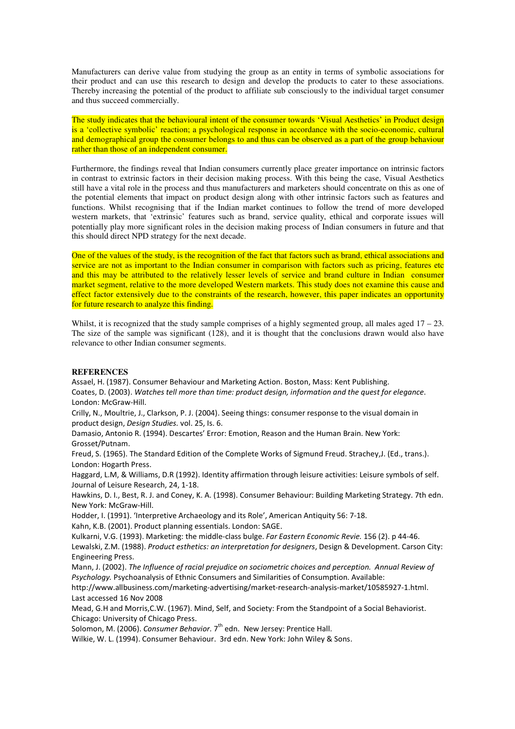Manufacturers can derive value from studying the group as an entity in terms of symbolic associations for their product and can use this research to design and develop the products to cater to these associations. Thereby increasing the potential of the product to affiliate sub consciously to the individual target consumer and thus succeed commercially.

The study indicates that the behavioural intent of the consumer towards 'Visual Aesthetics' in Product design is a 'collective symbolic' reaction; a psychological response in accordance with the socio-economic, cultural and demographical group the consumer belongs to and thus can be observed as a part of the group behaviour rather than those of an independent consumer.

Furthermore, the findings reveal that Indian consumers currently place greater importance on intrinsic factors in contrast to extrinsic factors in their decision making process. With this being the case, Visual Aesthetics still have a vital role in the process and thus manufacturers and marketers should concentrate on this as one of the potential elements that impact on product design along with other intrinsic factors such as features and functions. Whilst recognising that if the Indian market continues to follow the trend of more developed western markets, that 'extrinsic' features such as brand, service quality, ethical and corporate issues will potentially play more significant roles in the decision making process of Indian consumers in future and that this should direct NPD strategy for the next decade.

One of the values of the study, is the recognition of the fact that factors such as brand, ethical associations and service are not as important to the Indian consumer in comparison with factors such as pricing, features etc and this may be attributed to the relatively lesser levels of service and brand culture in Indian consumer market segment, relative to the more developed Western markets. This study does not examine this cause and effect factor extensively due to the constraints of the research, however, this paper indicates an opportunity for future research to analyze this finding.

Whilst, it is recognized that the study sample comprises of a highly segmented group, all males aged 17 – 23. The size of the sample was significant (128), and it is thought that the conclusions drawn would also have relevance to other Indian consumer segments.

## REFERENCES

Assael, H. (1987). Consumer Behaviour and Marketing Action. Boston, Mass: Kent Publishing.

Coates, D. (2003). *Watches tell more than time: product design, information and the quest for elegance*. London: McGraw-Hill.

Crilly, N., Moultrie, J., Clarkson, P. J. (2004). Seeing things: consumer response to the visual domain in product design, *Design Studies.* vol. 25, Is. 6.

Damasio, Antonio R. (1994). Descartes' Error: Emotion, Reason and the Human Brain. New York: Grosset/Putnam.

Freud, S. (1965). The Standard Edition of the Complete Works of Sigmund Freud. Strachey,J. (Ed., trans.). London: Hogarth Press.

Haggard, L.M, & Williams, D.R (1992). Identity affirmation through leisure activities: Leisure symbols of self. Journal of Leisure Research, 24, 1-18.

Hawkins, D. I., Best, R. J. and Coney, K. A. (1998). Consumer Behaviour: Building Marketing Strategy. 7th edn. New York: McGraw-Hill.

Hodder, I. (1991). 'Interpretive Archaeology and its Role', American Antiquity 56: 7-18.

Kahn, K.B. (2001). Product planning essentials. London: SAGE.

Kulkarni, V.G. (1993). Marketing: the middle-class bulge. *Far Eastern Economic Revie.* 156 (2). p 44-46.

Lewalski, Z.M. (1988). *Product esthetics: an interpretation for designers*, Design & Development. Carson City: Engineering Press.

Mann, J. (2002). *The Influence of racial prejudice on sociometric choices and perception. Annual Review of Psychology.* Psychoanalysis of Ethnic Consumers and Similarities of Consumption. Available: http://www.allbusiness.com/marketing-advertising/market-research-analysis-market/10585927-1.html. Last accessed 16 Nov 2008

Mead, G.H and Morris,C.W. (1967). Mind, Self, and Society: From the Standpoint of a Social Behaviorist. Chicago: University of Chicago Press.

Solomon, M. (2006). *Consumer Behavior.* 7th edn. New Jersey: Prentice Hall.

Wilkie, W. L. (1994). Consumer Behaviour. 3rd edn. New York: John Wiley & Sons.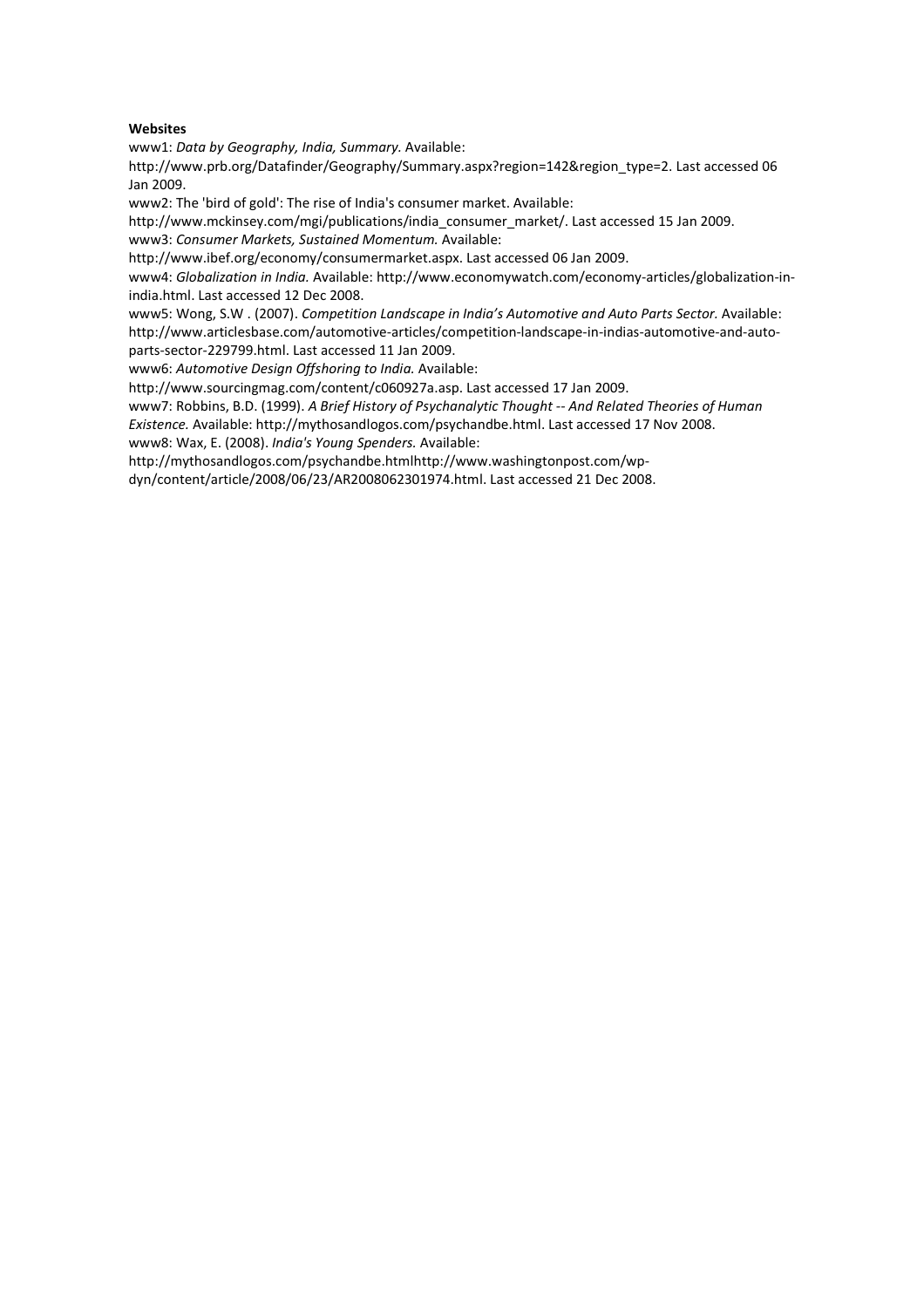**Websites**

www1: *Data by Geography, India, Summary.* Available: http://www.prb.org/Datafinder/Geography/Summary.aspx?region=142&region_type=2. Last accessed 06 Jan 2009.

www2: The 'bird of gold': The rise of India's consumer market. Available: http://www.mckinsey.com/mgi/publications/india_consumer_market/. Last accessed 15 Jan 2009.

www3: *Consumer Markets, Sustained Momentum.* Available: http://www.ibef.org/economy/consumermarket.aspx. Last accessed 06 Jan 2009.

www4: *Globalization in India.* Available: http://www.economywatch.com/economy-articles/globalization-in-india.html. Last accessed 12 Dec 2008.

www5: Wong, S.W . (2007). *Competition Landscape in India's Automotive and Auto Parts Sector.* Available: http://www.articlesbase.com/automotive-articles/competition-landscape-in-indias-automotive-and-auto-parts-sector-229799.html. Last accessed 11 Jan 2009.

www6: *Automotive Design Offshoring to India.* Available: http://www.sourcingmag.com/content/c060927a.asp. Last accessed 17 Jan 2009.

www7: Robbins, B.D. (1999). *A Brief History of Psychanalytic Thought -- And Related Theories of Human Existence.* Available: http://mythosandlogos.com/psychandbe.html. Last accessed 17 Nov 2008.

www8: Wax, E. (2008). *India's Young Spenders.* Available: http://mythosandlogos.com/psychandbe.htmlhttp://www.washingtonpost.com/wp-dyn/content/article/2008/06/23/AR2008062301974.html. Last accessed 21 Dec 2008.